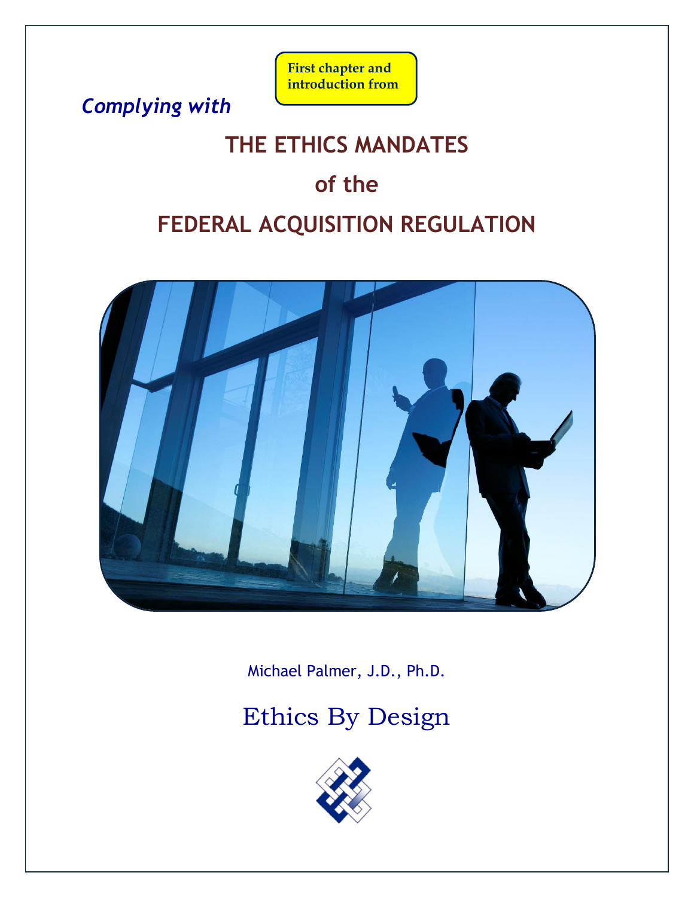First chapter and introduction from

*Complying with*

# THE ETHICS MANDATES

# of the

# FEDERAL ACQUISITION REGULATION

Michael Palmer, J.D., Ph.D.

Ethics By Design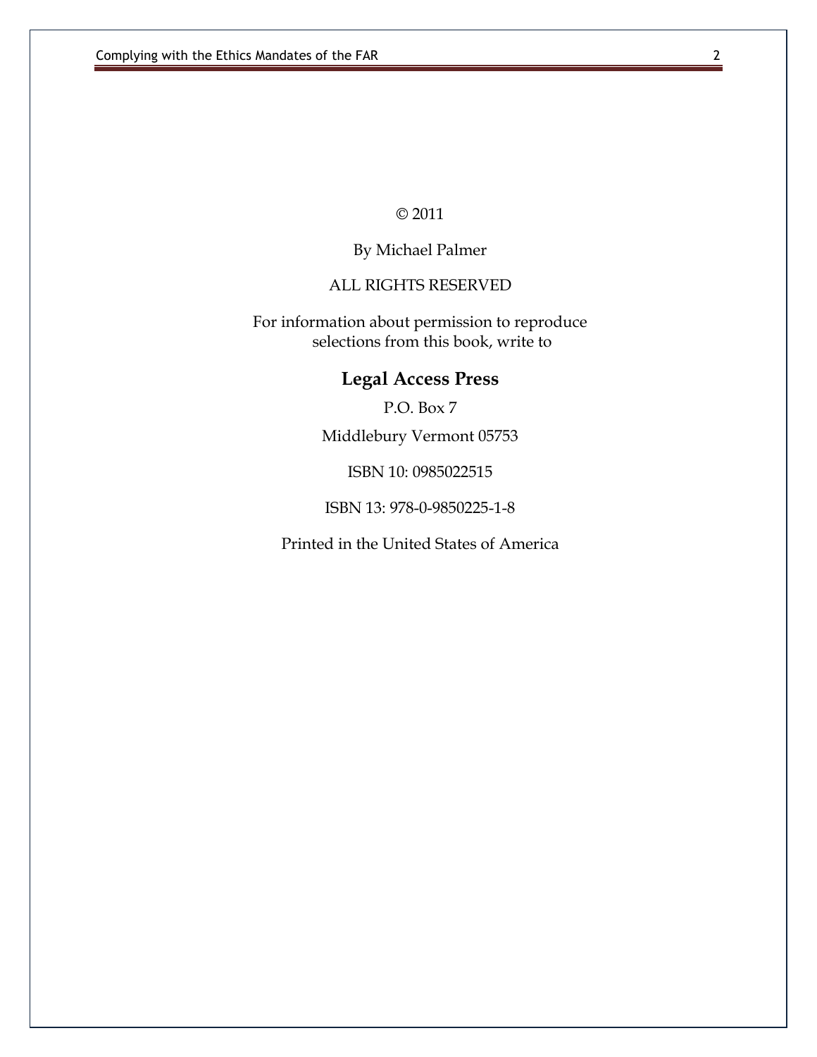© 2011

By Michael Palmer

ALL RIGHTS RESERVED

For information about permission to reproduce selections from this book, write to

**Legal Access Press**

P.O. Box 7

Middlebury Vermont 05753

ISBN 10: 0985022515

ISBN 13: 978-0-9850225-1-8

Printed in the United States of America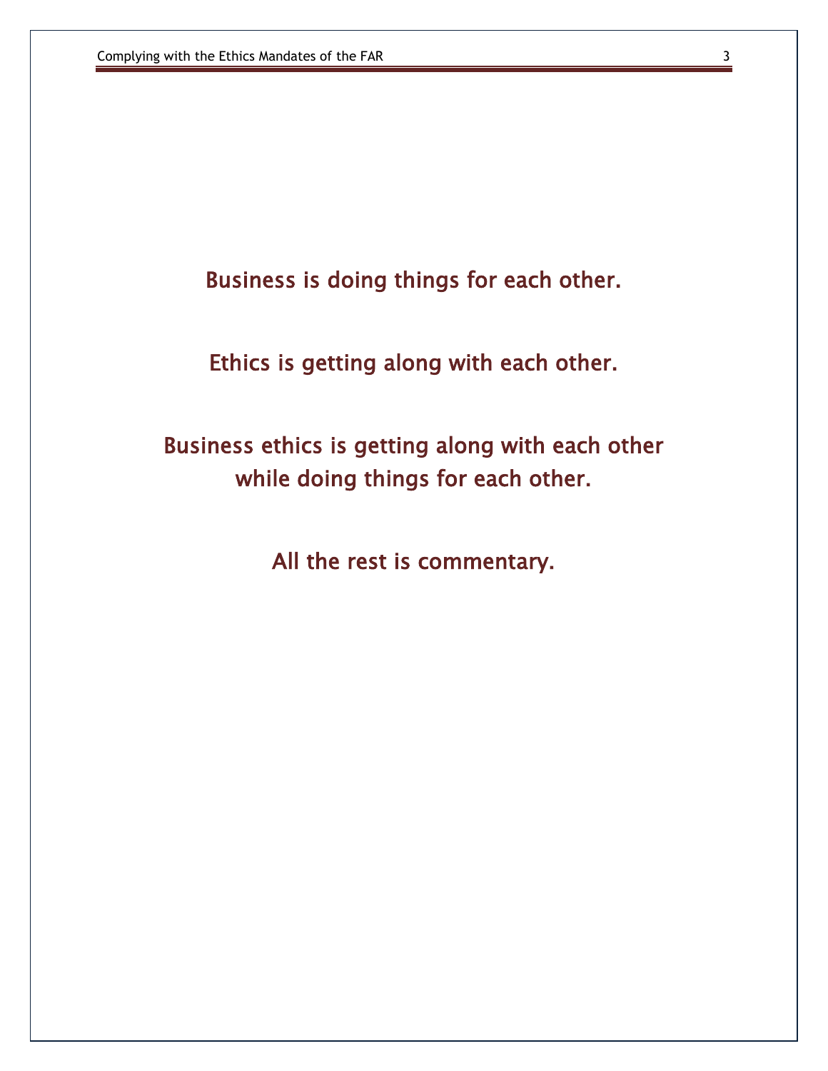**Business is doing things for each other.**

**Ethics is getting along with each other.**

**Business ethics is getting along with each other while doing things for each other.**

**All the rest is commentary.**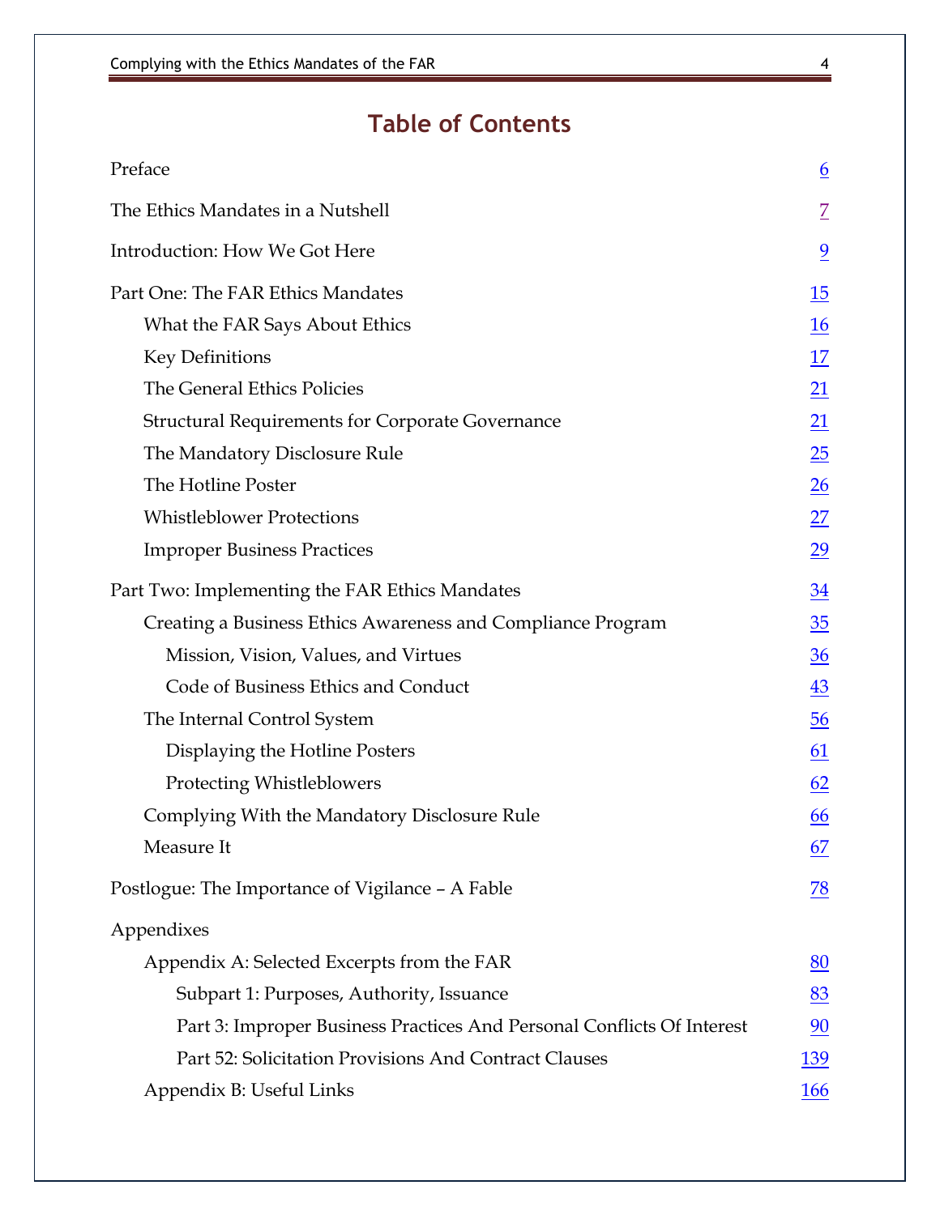# Table of Contents

| | |
|---|---|
| Preface | 6 |
| The Ethics Mandates in a Nutshell | 7 |
| Introduction: How We Got Here | 9 |
| Part One: The FAR Ethics Mandates | 15 |
| What the FAR Says About Ethics | 16 |
| Key Definitions | 17 |
| The General Ethics Policies | 21 |
| Structural Requirements for Corporate Governance | 21 |
| The Mandatory Disclosure Rule | 25 |
| The Hotline Poster | 26 |
| Whistleblower Protections | 27 |
| Improper Business Practices | 29 |
| Part Two: Implementing the FAR Ethics Mandates | 34 |
| Creating a Business Ethics Awareness and Compliance Program | 35 |
| Mission, Vision, Values, and Virtues | 36 |
| Code of Business Ethics and Conduct | 43 |
| The Internal Control System | 56 |
| Displaying the Hotline Posters | 61 |
| Protecting Whistleblowers | 62 |
| Complying With the Mandatory Disclosure Rule | 66 |
| Measure It | 67 |
| Postlogue: The Importance of Vigilance – A Fable | 78 |
| Appendixes | |
| Appendix A: Selected Excerpts from the FAR | 80 |
| Subpart 1: Purposes, Authority, Issuance | 83 |
| Part 3: Improper Business Practices And Personal Conflicts Of Interest | 90 |
| Part 52: Solicitation Provisions And Contract Clauses | 139 |
| Appendix B: Useful Links | 166 |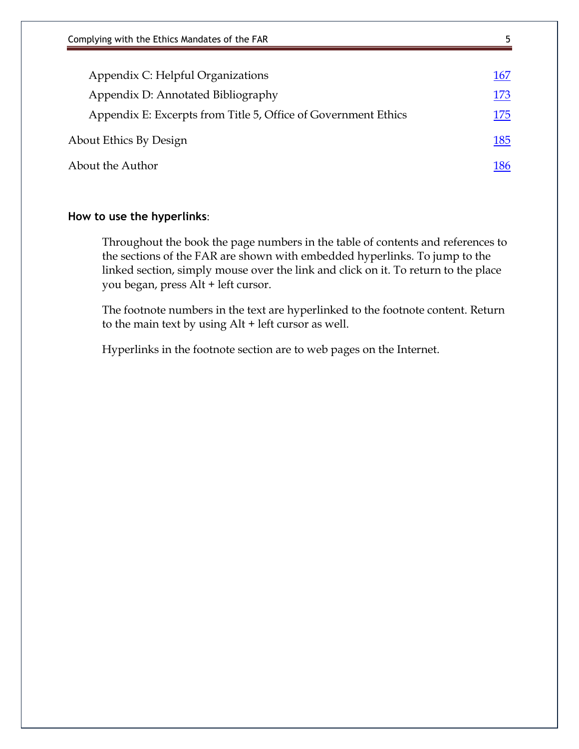| | |
|---|---|
| Appendix C: Helpful Organizations | 167 |
| Appendix D: Annotated Bibliography | 173 |
| Appendix E: Excerpts from Title 5, Office of Government Ethics | 175 |
| About Ethics By Design | 185 |
| About the Author | 186 |

**How to use the hyperlinks**:

Throughout the book the page numbers in the table of contents and references to the sections of the FAR are shown with embedded hyperlinks. To jump to the linked section, simply mouse over the link and click on it. To return to the place you began, press Alt + left cursor.

The footnote numbers in the text are hyperlinked to the footnote content. Return to the main text by using Alt + left cursor as well.

Hyperlinks in the footnote section are to web pages on the Internet.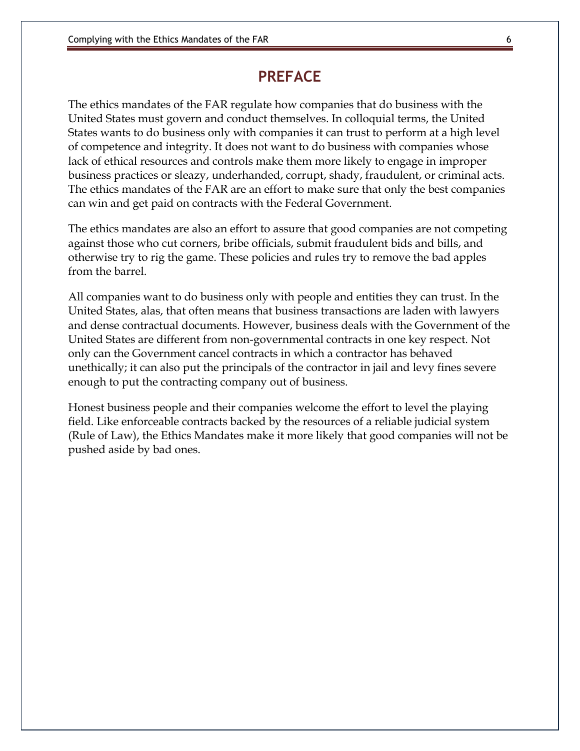# PREFACE

The ethics mandates of the FAR regulate how companies that do business with the United States must govern and conduct themselves. In colloquial terms, the United States wants to do business only with companies it can trust to perform at a high level of competence and integrity. It does not want to do business with companies whose lack of ethical resources and controls make them more likely to engage in improper business practices or sleazy, underhanded, corrupt, shady, fraudulent, or criminal acts. The ethics mandates of the FAR are an effort to make sure that only the best companies can win and get paid on contracts with the Federal Government.

The ethics mandates are also an effort to assure that good companies are not competing against those who cut corners, bribe officials, submit fraudulent bids and bills, and otherwise try to rig the game. These policies and rules try to remove the bad apples from the barrel.

All companies want to do business only with people and entities they can trust. In the United States, alas, that often means that business transactions are laden with lawyers and dense contractual documents. However, business deals with the Government of the United States are different from non-governmental contracts in one key respect. Not only can the Government cancel contracts in which a contractor has behaved unethically; it can also put the principals of the contractor in jail and levy fines severe enough to put the contracting company out of business.

Honest business people and their companies welcome the effort to level the playing field. Like enforceable contracts backed by the resources of a reliable judicial system (Rule of Law), the Ethics Mandates make it more likely that good companies will not be pushed aside by bad ones.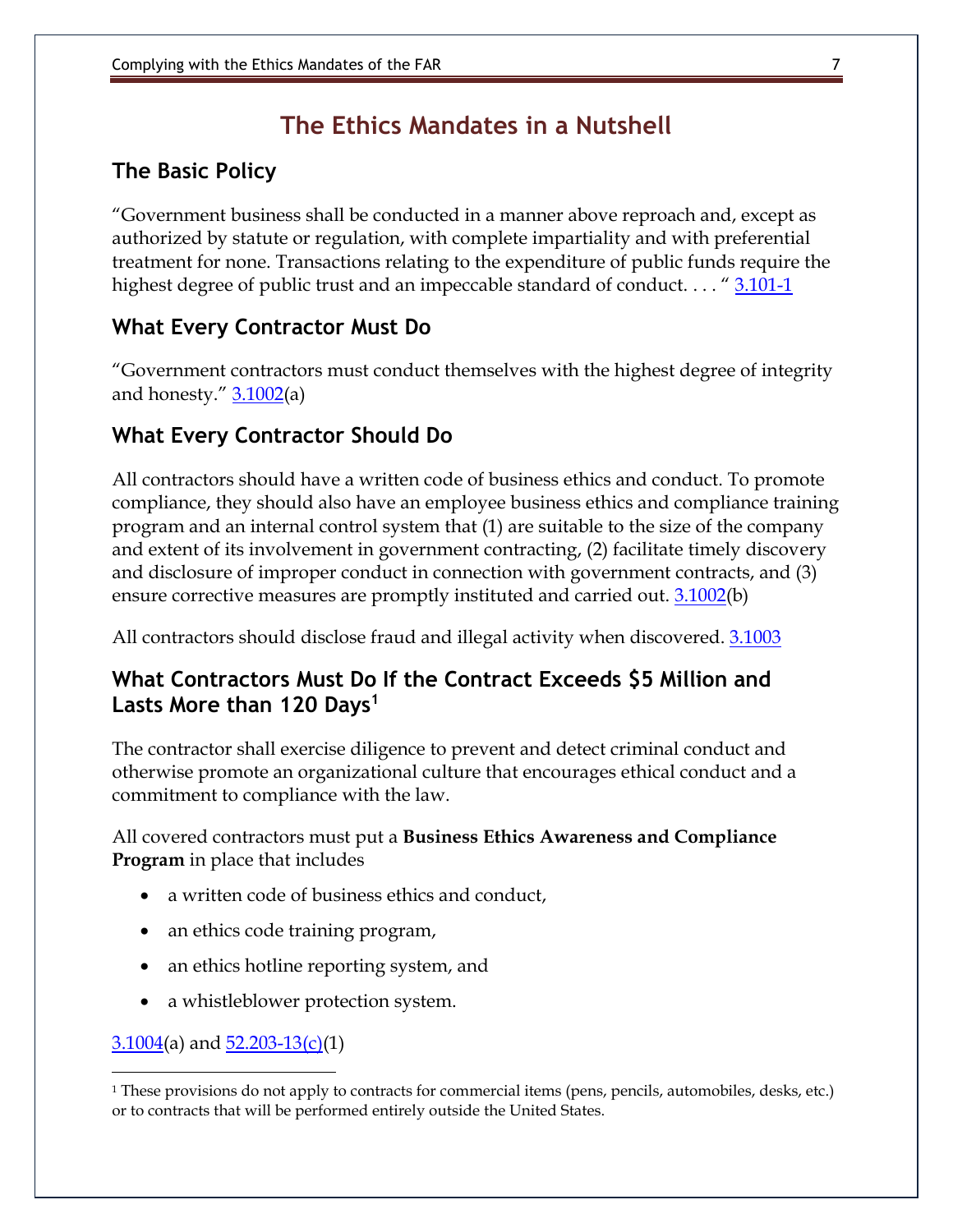# The Ethics Mandates in a Nutshell

## The Basic Policy

"Government business shall be conducted in a manner above reproach and, except as authorized by statute or regulation, with complete impartiality and with preferential treatment for none. Transactions relating to the expenditure of public funds require the highest degree of public trust and an impeccable standard of conduct. . . . " 3.101-1

## What Every Contractor Must Do

"Government contractors must conduct themselves with the highest degree of integrity and honesty." 3.1002(a)

## What Every Contractor Should Do

All contractors should have a written code of business ethics and conduct. To promote compliance, they should also have an employee business ethics and compliance training program and an internal control system that (1) are suitable to the size of the company and extent of its involvement in government contracting, (2) facilitate timely discovery and disclosure of improper conduct in connection with government contracts, and (3) ensure corrective measures are promptly instituted and carried out. 3.1002(b)

All contractors should disclose fraud and illegal activity when discovered. 3.1003

## What Contractors Must Do If the Contract Exceeds $5 Million and Lasts More than 120 Days[1]

The contractor shall exercise diligence to prevent and detect criminal conduct and otherwise promote an organizational culture that encourages ethical conduct and a commitment to compliance with the law.

All covered contractors must put a **Business Ethics Awareness and Compliance Program** in place that includes

- a written code of business ethics and conduct,
- an ethics code training program,
- an ethics hotline reporting system, and
- a whistleblower protection system.

3.1004(a) and 52.203-13(c)(1)

---

[1] These provisions do not apply to contracts for commercial items (pens, pencils, automobiles, desks, etc.) or to contracts that will be performed entirely outside the United States.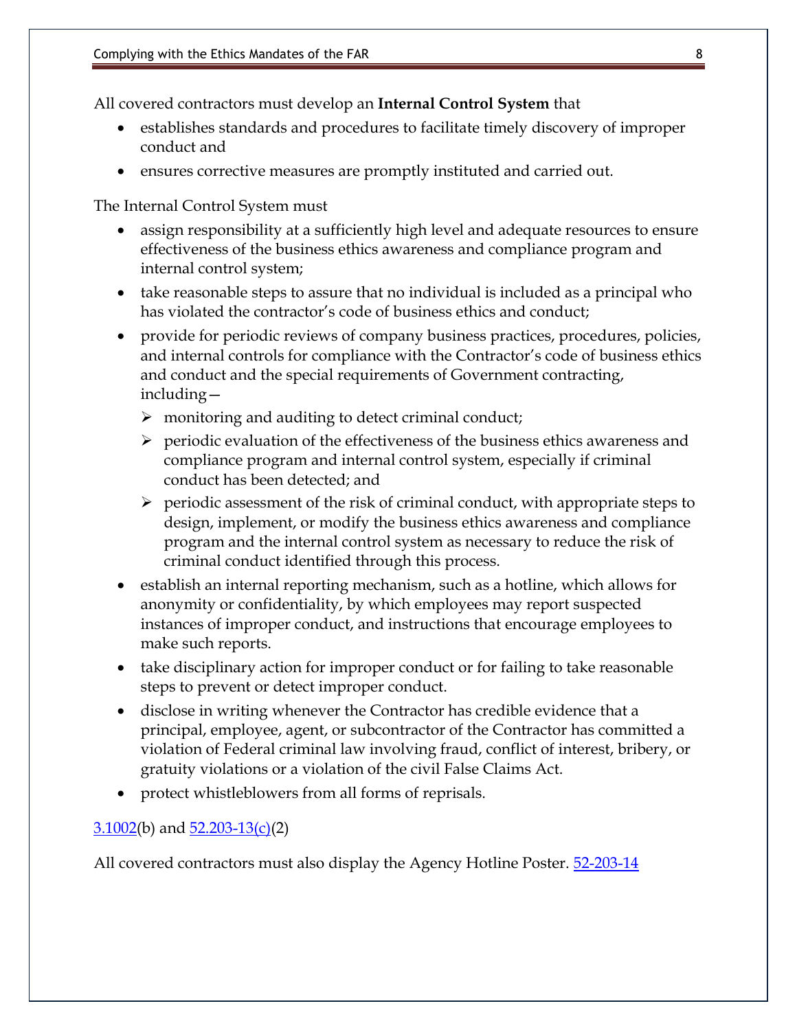All covered contractors must develop an **Internal Control System** that

- establishes standards and procedures to facilitate timely discovery of improper conduct and
- ensures corrective measures are promptly instituted and carried out.

The Internal Control System must

- assign responsibility at a sufficiently high level and adequate resources to ensure effectiveness of the business ethics awareness and compliance program and internal control system;
- take reasonable steps to assure that no individual is included as a principal who has violated the contractor's code of business ethics and conduct;
- provide for periodic reviews of company business practices, procedures, policies, and internal controls for compliance with the Contractor's code of business ethics and conduct and the special requirements of Government contracting, including—
  - monitoring and auditing to detect criminal conduct;
  - periodic evaluation of the effectiveness of the business ethics awareness and compliance program and internal control system, especially if criminal conduct has been detected; and
  - periodic assessment of the risk of criminal conduct, with appropriate steps to design, implement, or modify the business ethics awareness and compliance program and the internal control system as necessary to reduce the risk of criminal conduct identified through this process.
- establish an internal reporting mechanism, such as a hotline, which allows for anonymity or confidentiality, by which employees may report suspected instances of improper conduct, and instructions that encourage employees to make such reports.
- take disciplinary action for improper conduct or for failing to take reasonable steps to prevent or detect improper conduct.
- disclose in writing whenever the Contractor has credible evidence that a principal, employee, agent, or subcontractor of the Contractor has committed a violation of Federal criminal law involving fraud, conflict of interest, bribery, or gratuity violations or a violation of the civil False Claims Act.
- protect whistleblowers from all forms of reprisals.

3.1002(b) and 52.203-13(c)(2)

All covered contractors must also display the Agency Hotline Poster. 52-203-14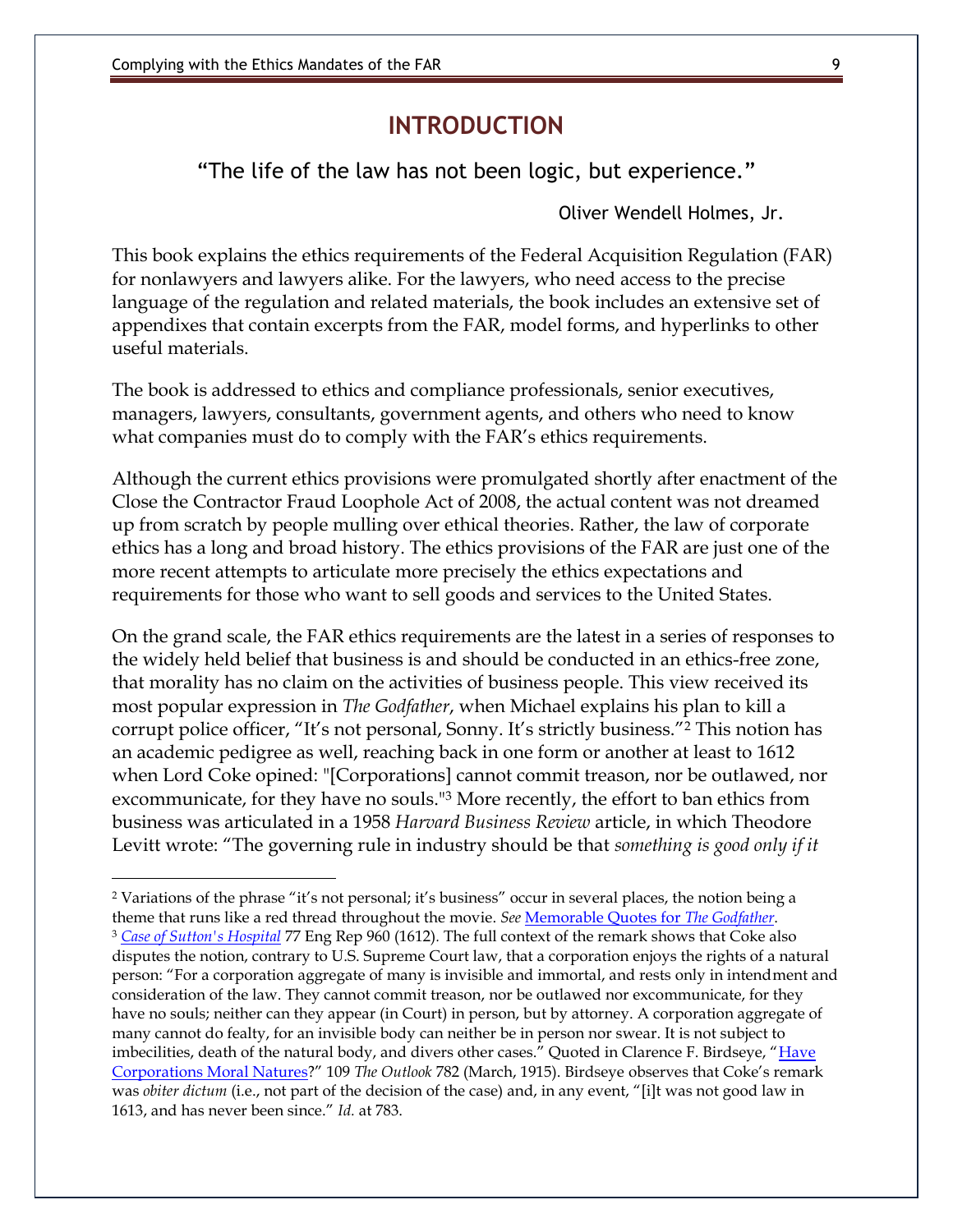# INTRODUCTION

"The life of the law has not been logic, but experience."

Oliver Wendell Holmes, Jr.

This book explains the ethics requirements of the Federal Acquisition Regulation (FAR) for nonlawyers and lawyers alike. For the lawyers, who need access to the precise language of the regulation and related materials, the book includes an extensive set of appendixes that contain excerpts from the FAR, model forms, and hyperlinks to other useful materials.

The book is addressed to ethics and compliance professionals, senior executives, managers, lawyers, consultants, government agents, and others who need to know what companies must do to comply with the FAR's ethics requirements.

Although the current ethics provisions were promulgated shortly after enactment of the Close the Contractor Fraud Loophole Act of 2008, the actual content was not dreamed up from scratch by people mulling over ethical theories. Rather, the law of corporate ethics has a long and broad history. The ethics provisions of the FAR are just one of the more recent attempts to articulate more precisely the ethics expectations and requirements for those who want to sell goods and services to the United States.

On the grand scale, the FAR ethics requirements are the latest in a series of responses to the widely held belief that business is and should be conducted in an ethics-free zone, that morality has no claim on the activities of business people. This view received its most popular expression in *The Godfather*, when Michael explains his plan to kill a corrupt police officer, "It's not personal, Sonny. It's strictly business."[2] This notion has an academic pedigree as well, reaching back in one form or another at least to 1612 when Lord Coke opined: "[Corporations] cannot commit treason, nor be outlawed, nor excommunicate, for they have no souls."[3] More recently, the effort to ban ethics from business was articulated in a 1958 *Harvard Business Review* article, in which Theodore Levitt wrote: "The governing rule in industry should be that *something is good only if it*

---

[2] Variations of the phrase "it's not personal; it's business" occur in several places, the notion being a theme that runs like a red thread throughout the movie. *See* Memorable Quotes for *The Godfather*.

[3] *Case of Sutton's Hospital* 77 Eng Rep 960 (1612). The full context of the remark shows that Coke also disputes the notion, contrary to U.S. Supreme Court law, that a corporation enjoys the rights of a natural person: "For a corporation aggregate of many is invisible and immortal, and rests only in intendment and consideration of the law. They cannot commit treason, nor be outlawed nor excommunicate, for they have no souls; neither can they appear (in Court) in person, but by attorney. A corporation aggregate of many cannot do fealty, for an invisible body can neither be in person nor swear. It is not subject to imbecilities, death of the natural body, and divers other cases." Quoted in Clarence F. Birdseye, "Have Corporations Moral Natures?" 109 *The Outlook* 782 (March, 1915). Birdseye observes that Coke's remark was *obiter dictum* (i.e., not part of the decision of the case) and, in any event, "[i]t was not good law in 1613, and has never been since." *Id.* at 783.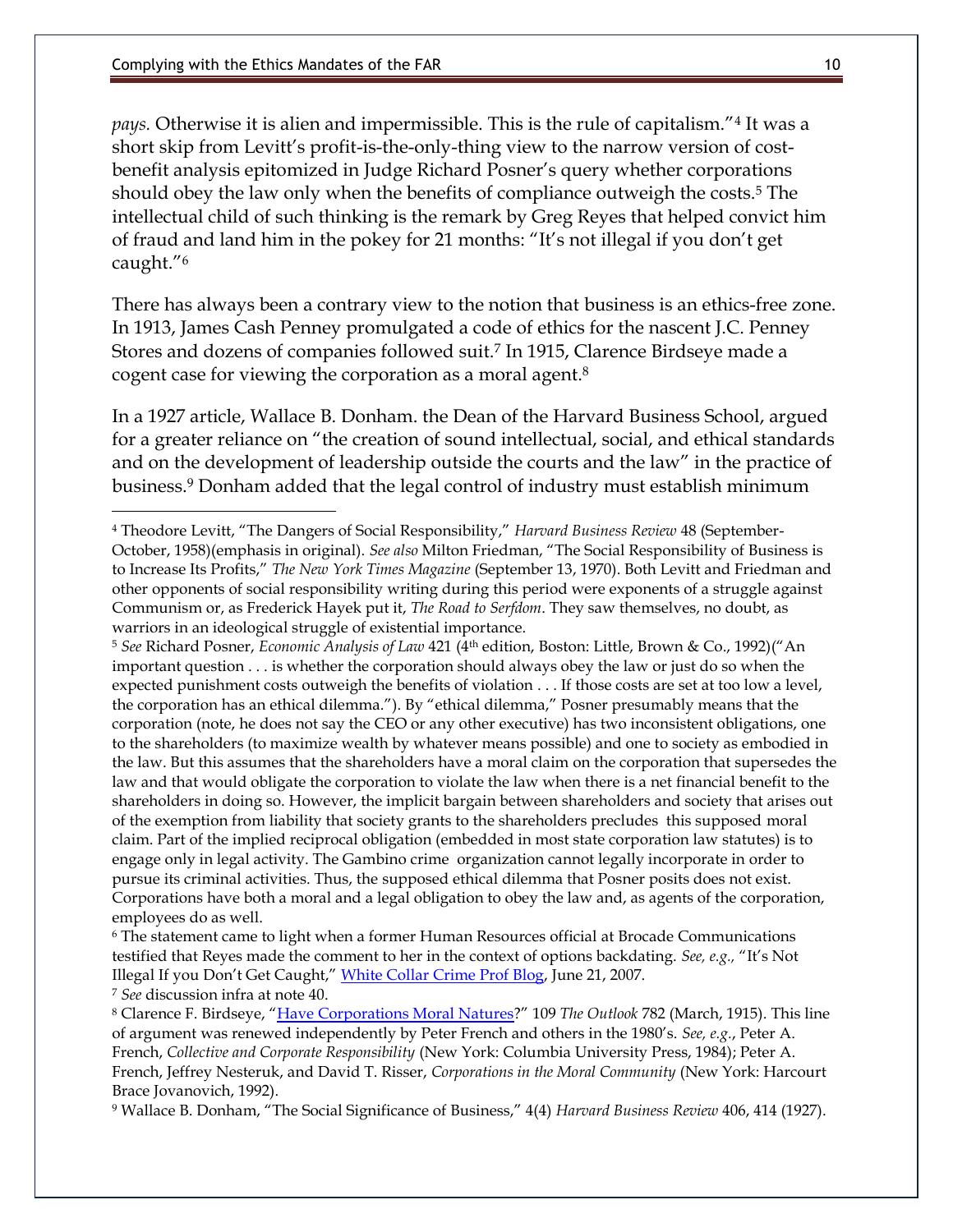*pays.* Otherwise it is alien and impermissible. This is the rule of capitalism."[4] It was a short skip from Levitt's profit-is-the-only-thing view to the narrow version of cost-benefit analysis epitomized in Judge Richard Posner's query whether corporations should obey the law only when the benefits of compliance outweigh the costs.[5] The intellectual child of such thinking is the remark by Greg Reyes that helped convict him of fraud and land him in the pokey for 21 months: "It's not illegal if you don't get caught."[6]

There has always been a contrary view to the notion that business is an ethics-free zone. In 1913, James Cash Penney promulgated a code of ethics for the nascent J.C. Penney Stores and dozens of companies followed suit.[7] In 1915, Clarence Birdseye made a cogent case for viewing the corporation as a moral agent.[8]

In a 1927 article, Wallace B. Donham. the Dean of the Harvard Business School, argued for a greater reliance on "the creation of sound intellectual, social, and ethical standards and on the development of leadership outside the courts and the law" in the practice of business.[9] Donham added that the legal control of industry must establish minimum

---

[4] Theodore Levitt, "The Dangers of Social Responsibility," *Harvard Business Review* 48 (September-October, 1958)(emphasis in original). *See also* Milton Friedman, "The Social Responsibility of Business is to Increase Its Profits," *The New York Times Magazine* (September 13, 1970). Both Levitt and Friedman and other opponents of social responsibility writing during this period were exponents of a struggle against Communism or, as Frederick Hayek put it, *The Road to Serfdom*. They saw themselves, no doubt, as warriors in an ideological struggle of existential importance.

[5] *See* Richard Posner, *Economic Analysis of Law* 421 (4th edition, Boston: Little, Brown & Co., 1992)("An important question . . . is whether the corporation should always obey the law or just do so when the expected punishment costs outweigh the benefits of violation . . . If those costs are set at too low a level, the corporation has an ethical dilemma."). By "ethical dilemma," Posner presumably means that the corporation (note, he does not say the CEO or any other executive) has two inconsistent obligations, one to the shareholders (to maximize wealth by whatever means possible) and one to society as embodied in the law. But this assumes that the shareholders have a moral claim on the corporation that supersedes the law and that would obligate the corporation to violate the law when there is a net financial benefit to the shareholders in doing so. However, the implicit bargain between shareholders and society that arises out of the exemption from liability that society grants to the shareholders precludes this supposed moral claim. Part of the implied reciprocal obligation (embedded in most state corporation law statutes) is to engage only in legal activity. The Gambino crime organization cannot legally incorporate in order to pursue its criminal activities. Thus, the supposed ethical dilemma that Posner posits does not exist. Corporations have both a moral and a legal obligation to obey the law and, as agents of the corporation, employees do as well.

[6] The statement came to light when a former Human Resources official at Brocade Communications testified that Reyes made the comment to her in the context of options backdating. *See, e.g.,* "It's Not Illegal If you Don't Get Caught," White Collar Crime Prof Blog, June 21, 2007.

[7] *See* discussion infra at note 40.

[8] Clarence F. Birdseye, "Have Corporations Moral Natures?" 109 *The Outlook* 782 (March, 1915). This line of argument was renewed independently by Peter French and others in the 1980's. *See, e.g.*, Peter A. French, *Collective and Corporate Responsibility* (New York: Columbia University Press, 1984); Peter A. French, Jeffrey Nesteruk, and David T. Risser, *Corporations in the Moral Community* (New York: Harcourt Brace Jovanovich, 1992).

[9] Wallace B. Donham, "The Social Significance of Business," 4(4) *Harvard Business Review* 406, 414 (1927).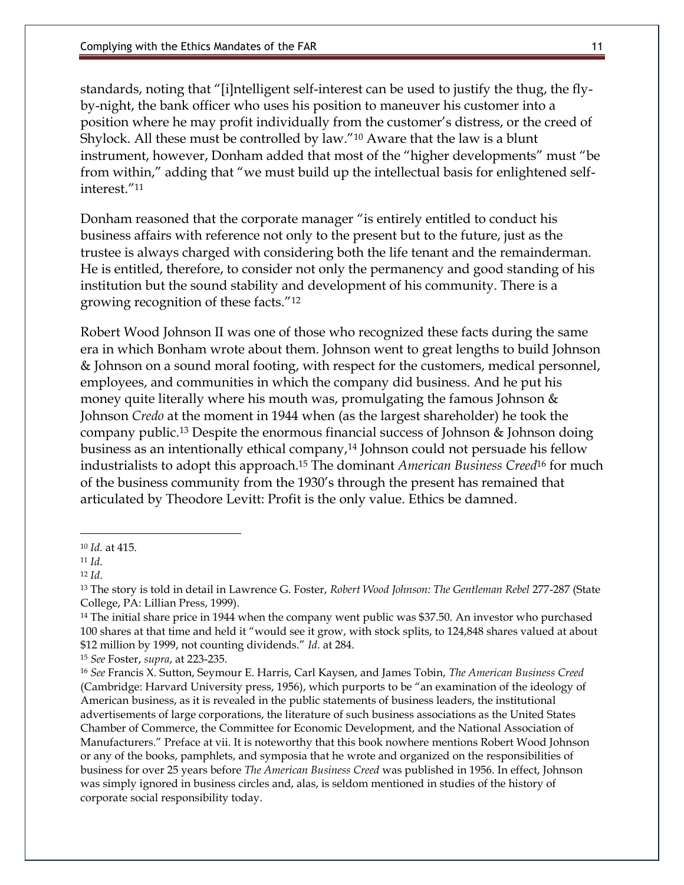standards, noting that "[i]ntelligent self-interest can be used to justify the thug, the fly-by-night, the bank officer who uses his position to maneuver his customer into a position where he may profit individually from the customer's distress, or the creed of Shylock. All these must be controlled by law."[10] Aware that the law is a blunt instrument, however, Donham added that most of the "higher developments" must "be from within," adding that "we must build up the intellectual basis for enlightened self-interest."[11]

Donham reasoned that the corporate manager "is entirely entitled to conduct his business affairs with reference not only to the present but to the future, just as the trustee is always charged with considering both the life tenant and the remainderman. He is entitled, therefore, to consider not only the permanency and good standing of his institution but the sound stability and development of his community. There is a growing recognition of these facts."[12]

Robert Wood Johnson II was one of those who recognized these facts during the same era in which Bonham wrote about them. Johnson went to great lengths to build Johnson & Johnson on a sound moral footing, with respect for the customers, medical personnel, employees, and communities in which the company did business. And he put his money quite literally where his mouth was, promulgating the famous Johnson & Johnson *Credo* at the moment in 1944 when (as the largest shareholder) he took the company public.[13] Despite the enormous financial success of Johnson & Johnson doing business as an intentionally ethical company,[14] Johnson could not persuade his fellow industrialists to adopt this approach.[15] The dominant *American Business Creed*[16] for much of the business community from the 1930's through the present has remained that articulated by Theodore Levitt: Profit is the only value. Ethics be damned.

---

[10] *Id.* at 415.

[11] *Id.*

[12] *Id.*

[13] The story is told in detail in Lawrence G. Foster, *Robert Wood Johnson: The Gentleman Rebel* 277-287 (State College, PA: Lillian Press, 1999).

[14] The initial share price in 1944 when the company went public was $37.50. An investor who purchased 100 shares at that time and held it "would see it grow, with stock splits, to 124,848 shares valued at about $12 million by 1999, not counting dividends." *Id.* at 284.

[15] *See* Foster, *supra*, at 223-235.

[16] *See* Francis X. Sutton, Seymour E. Harris, Carl Kaysen, and James Tobin, *The American Business Creed* (Cambridge: Harvard University press, 1956), which purports to be "an examination of the ideology of American business, as it is revealed in the public statements of business leaders, the institutional advertisements of large corporations, the literature of such business associations as the United States Chamber of Commerce, the Committee for Economic Development, and the National Association of Manufacturers." Preface at vii. It is noteworthy that this book nowhere mentions Robert Wood Johnson or any of the books, pamphlets, and symposia that he wrote and organized on the responsibilities of business for over 25 years before *The American Business Creed* was published in 1956. In effect, Johnson was simply ignored in business circles and, alas, is seldom mentioned in studies of the history of corporate social responsibility today.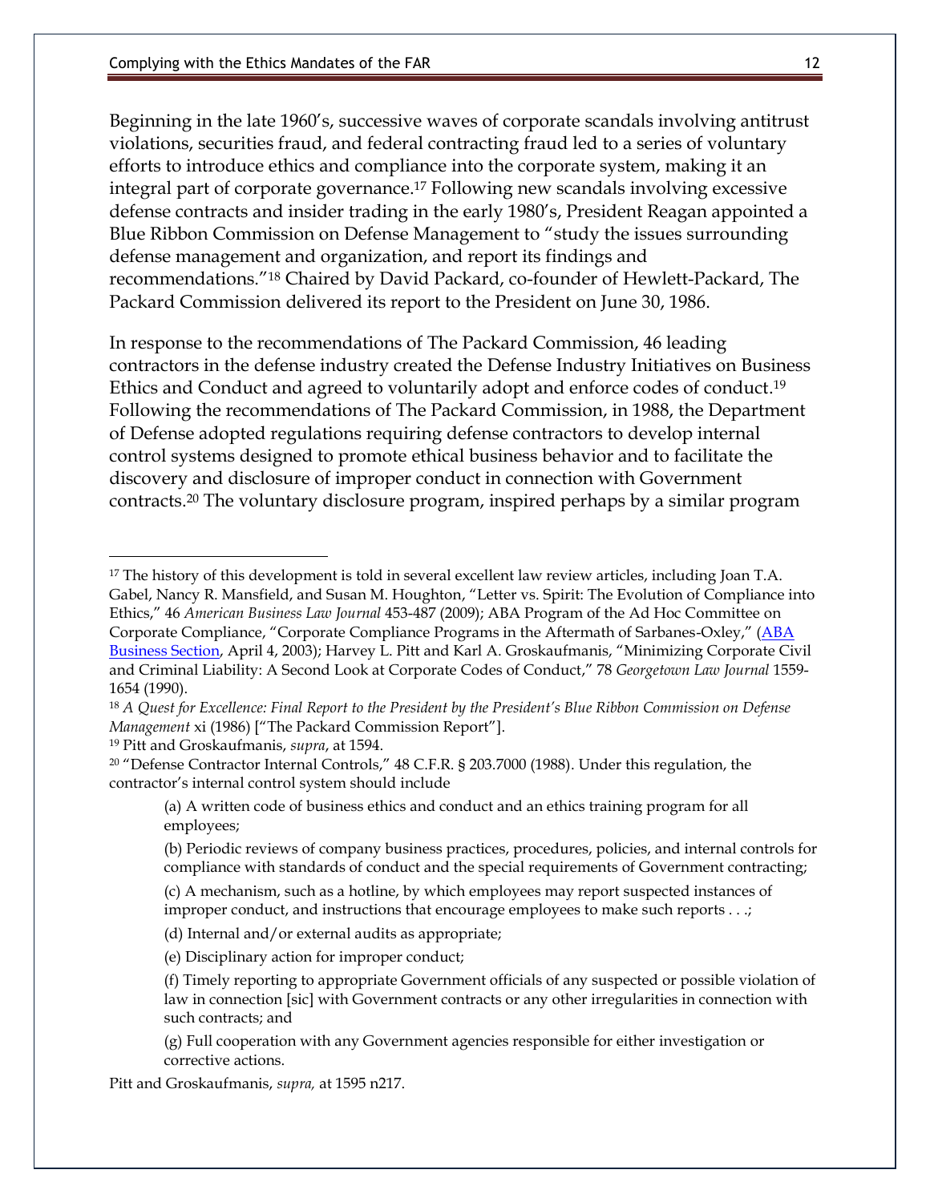Beginning in the late 1960's, successive waves of corporate scandals involving antitrust violations, securities fraud, and federal contracting fraud led to a series of voluntary efforts to introduce ethics and compliance into the corporate system, making it an integral part of corporate governance.[17] Following new scandals involving excessive defense contracts and insider trading in the early 1980's, President Reagan appointed a Blue Ribbon Commission on Defense Management to "study the issues surrounding defense management and organization, and report its findings and recommendations."[18] Chaired by David Packard, co-founder of Hewlett-Packard, The Packard Commission delivered its report to the President on June 30, 1986.

In response to the recommendations of The Packard Commission, 46 leading contractors in the defense industry created the Defense Industry Initiatives on Business Ethics and Conduct and agreed to voluntarily adopt and enforce codes of conduct.[19] Following the recommendations of The Packard Commission, in 1988, the Department of Defense adopted regulations requiring defense contractors to develop internal control systems designed to promote ethical business behavior and to facilitate the discovery and disclosure of improper conduct in connection with Government contracts.[20] The voluntary disclosure program, inspired perhaps by a similar program

---

[17] The history of this development is told in several excellent law review articles, including Joan T.A. Gabel, Nancy R. Mansfield, and Susan M. Houghton, "Letter vs. Spirit: The Evolution of Compliance into Ethics," 46 *American Business Law Journal* 453-487 (2009); ABA Program of the Ad Hoc Committee on Corporate Compliance, "Corporate Compliance Programs in the Aftermath of Sarbanes-Oxley," (ABA Business Section, April 4, 2003); Harvey L. Pitt and Karl A. Groskaufmanis, "Minimizing Corporate Civil and Criminal Liability: A Second Look at Corporate Codes of Conduct," 78 *Georgetown Law Journal* 1559-1654 (1990).

[18] *A Quest for Excellence: Final Report to the President by the President's Blue Ribbon Commission on Defense Management* xi (1986) ["The Packard Commission Report"].

[19] Pitt and Groskaufmanis, *supra*, at 1594.

[20] "Defense Contractor Internal Controls," 48 C.F.R. § 203.7000 (1988). Under this regulation, the contractor's internal control system should include

> (a) A written code of business ethics and conduct and an ethics training program for all employees;
>
> (b) Periodic reviews of company business practices, procedures, policies, and internal controls for compliance with standards of conduct and the special requirements of Government contracting;
>
> (c) A mechanism, such as a hotline, by which employees may report suspected instances of improper conduct, and instructions that encourage employees to make such reports . . .;
>
> (d) Internal and/or external audits as appropriate;
>
> (e) Disciplinary action for improper conduct;
>
> (f) Timely reporting to appropriate Government officials of any suspected or possible violation of law in connection [sic] with Government contracts or any other irregularities in connection with such contracts; and
>
> (g) Full cooperation with any Government agencies responsible for either investigation or corrective actions.

Pitt and Groskaufmanis, *supra,* at 1595 n217.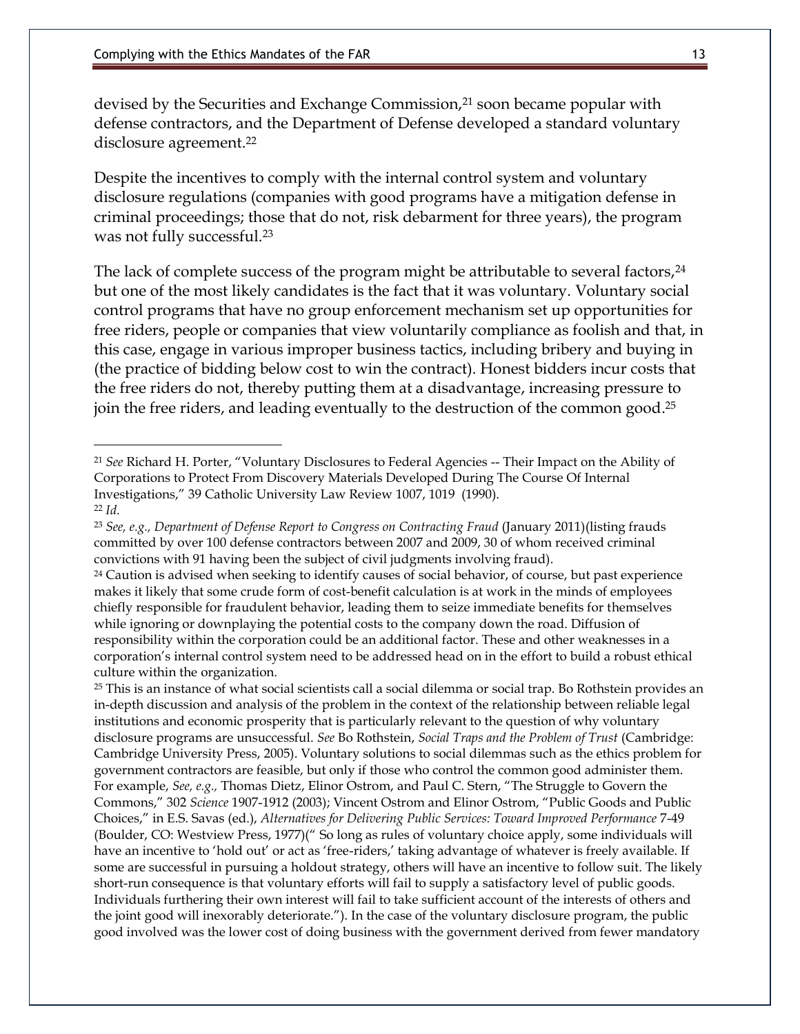devised by the Securities and Exchange Commission,[21] soon became popular with defense contractors, and the Department of Defense developed a standard voluntary disclosure agreement.[22]

Despite the incentives to comply with the internal control system and voluntary disclosure regulations (companies with good programs have a mitigation defense in criminal proceedings; those that do not, risk debarment for three years), the program was not fully successful.[23]

The lack of complete success of the program might be attributable to several factors,[24] but one of the most likely candidates is the fact that it was voluntary. Voluntary social control programs that have no group enforcement mechanism set up opportunities for free riders, people or companies that view voluntarily compliance as foolish and that, in this case, engage in various improper business tactics, including bribery and buying in (the practice of bidding below cost to win the contract). Honest bidders incur costs that the free riders do not, thereby putting them at a disadvantage, increasing pressure to join the free riders, and leading eventually to the destruction of the common good.[25]

---

[21] *See* Richard H. Porter, "Voluntary Disclosures to Federal Agencies -- Their Impact on the Ability of Corporations to Protect From Discovery Materials Developed During The Course Of Internal Investigations," 39 Catholic University Law Review 1007, 1019 (1990).

[22] *Id*.

[23] *See, e.g., Department of Defense Report to Congress on Contracting Fraud* (January 2011)(listing frauds committed by over 100 defense contractors between 2007 and 2009, 30 of whom received criminal convictions with 91 having been the subject of civil judgments involving fraud).

[24] Caution is advised when seeking to identify causes of social behavior, of course, but past experience makes it likely that some crude form of cost-benefit calculation is at work in the minds of employees chiefly responsible for fraudulent behavior, leading them to seize immediate benefits for themselves while ignoring or downplaying the potential costs to the company down the road. Diffusion of responsibility within the corporation could be an additional factor. These and other weaknesses in a corporation's internal control system need to be addressed head on in the effort to build a robust ethical culture within the organization.

[25] This is an instance of what social scientists call a social dilemma or social trap. Bo Rothstein provides an in-depth discussion and analysis of the problem in the context of the relationship between reliable legal institutions and economic prosperity that is particularly relevant to the question of why voluntary disclosure programs are unsuccessful. *See* Bo Rothstein, *Social Traps and the Problem of Trust* (Cambridge: Cambridge University Press, 2005). Voluntary solutions to social dilemmas such as the ethics problem for government contractors are feasible, but only if those who control the common good administer them. For example, *See, e.g.,* Thomas Dietz, Elinor Ostrom, and Paul C. Stern, "The Struggle to Govern the Commons," 302 *Science* 1907-1912 (2003); Vincent Ostrom and Elinor Ostrom, "Public Goods and Public Choices," in E.S. Savas (ed.), *Alternatives for Delivering Public Services: Toward Improved Performance* 7-49 (Boulder, CO: Westview Press, 1977)(" So long as rules of voluntary choice apply, some individuals will have an incentive to 'hold out' or act as 'free-riders,' taking advantage of whatever is freely available. If some are successful in pursuing a holdout strategy, others will have an incentive to follow suit. The likely short-run consequence is that voluntary efforts will fail to supply a satisfactory level of public goods. Individuals furthering their own interest will fail to take sufficient account of the interests of others and the joint good will inexorably deteriorate."). In the case of the voluntary disclosure program, the public good involved was the lower cost of doing business with the government derived from fewer mandatory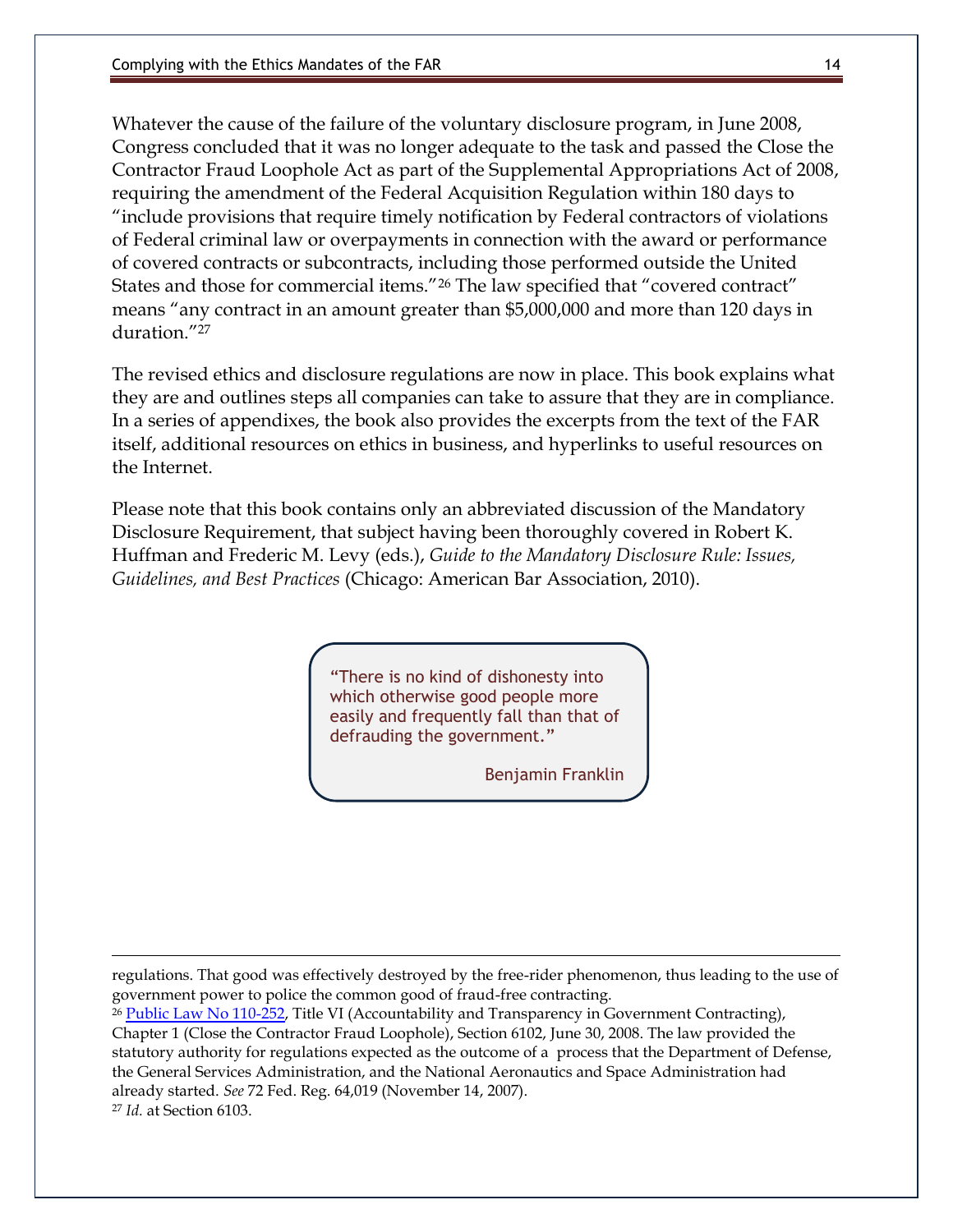Whatever the cause of the failure of the voluntary disclosure program, in June 2008, Congress concluded that it was no longer adequate to the task and passed the Close the Contractor Fraud Loophole Act as part of the Supplemental Appropriations Act of 2008, requiring the amendment of the Federal Acquisition Regulation within 180 days to "include provisions that require timely notification by Federal contractors of violations of Federal criminal law or overpayments in connection with the award or performance of covered contracts or subcontracts, including those performed outside the United States and those for commercial items."[26] The law specified that "covered contract" means "any contract in an amount greater than $5,000,000 and more than 120 days in duration."[27]

The revised ethics and disclosure regulations are now in place. This book explains what they are and outlines steps all companies can take to assure that they are in compliance. In a series of appendixes, the book also provides the excerpts from the text of the FAR itself, additional resources on ethics in business, and hyperlinks to useful resources on the Internet.

Please note that this book contains only an abbreviated discussion of the Mandatory Disclosure Requirement, that subject having been thoroughly covered in Robert K. Huffman and Frederic M. Levy (eds.), *Guide to the Mandatory Disclosure Rule: Issues, Guidelines, and Best Practices* (Chicago: American Bar Association, 2010).

> "There is no kind of dishonesty into which otherwise good people more easily and frequently fall than that of defrauding the government."
>
> Benjamin Franklin

---

regulations. That good was effectively destroyed by the free-rider phenomenon, thus leading to the use of government power to police the common good of fraud-free contracting.

[26] Public Law No 110-252, Title VI (Accountability and Transparency in Government Contracting), Chapter 1 (Close the Contractor Fraud Loophole), Section 6102, June 30, 2008. The law provided the statutory authority for regulations expected as the outcome of a process that the Department of Defense, the General Services Administration, and the National Aeronautics and Space Administration had already started. *See* 72 Fed. Reg. 64,019 (November 14, 2007).

[27] *Id.* at Section 6103.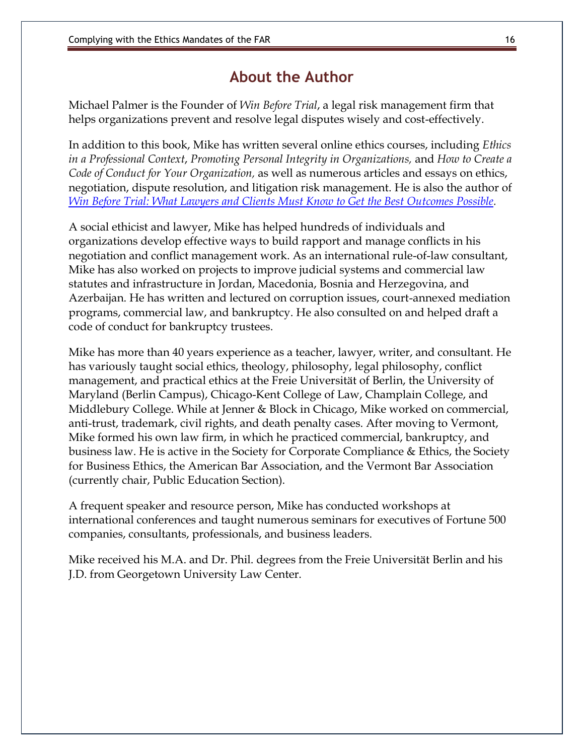# About the Author

Michael Palmer is the Founder of *Win Before Trial*, a legal risk management firm that helps organizations prevent and resolve legal disputes wisely and cost-effectively.

In addition to this book, Mike has written several online ethics courses, including *Ethics in a Professional Context*, *Promoting Personal Integrity in Organizations,* and *How to Create a Code of Conduct for Your Organization,* as well as numerous articles and essays on ethics, negotiation, dispute resolution, and litigation risk management. He is also the author of *Win Before Trial: What Lawyers and Clients Must Know to Get the Best Outcomes Possible*.

A social ethicist and lawyer, Mike has helped hundreds of individuals and organizations develop effective ways to build rapport and manage conflicts in his negotiation and conflict management work. As an international rule-of-law consultant, Mike has also worked on projects to improve judicial systems and commercial law statutes and infrastructure in Jordan, Macedonia, Bosnia and Herzegovina, and Azerbaijan. He has written and lectured on corruption issues, court-annexed mediation programs, commercial law, and bankruptcy. He also consulted on and helped draft a code of conduct for bankruptcy trustees.

Mike has more than 40 years experience as a teacher, lawyer, writer, and consultant. He has variously taught social ethics, theology, philosophy, legal philosophy, conflict management, and practical ethics at the Freie Universität of Berlin, the University of Maryland (Berlin Campus), Chicago-Kent College of Law, Champlain College, and Middlebury College. While at Jenner & Block in Chicago, Mike worked on commercial, anti-trust, trademark, civil rights, and death penalty cases. After moving to Vermont, Mike formed his own law firm, in which he practiced commercial, bankruptcy, and business law. He is active in the Society for Corporate Compliance & Ethics, the Society for Business Ethics, the American Bar Association, and the Vermont Bar Association (currently chair, Public Education Section).

A frequent speaker and resource person, Mike has conducted workshops at international conferences and taught numerous seminars for executives of Fortune 500 companies, consultants, professionals, and business leaders.

Mike received his M.A. and Dr. Phil. degrees from the Freie Universität Berlin and his J.D. from Georgetown University Law Center.